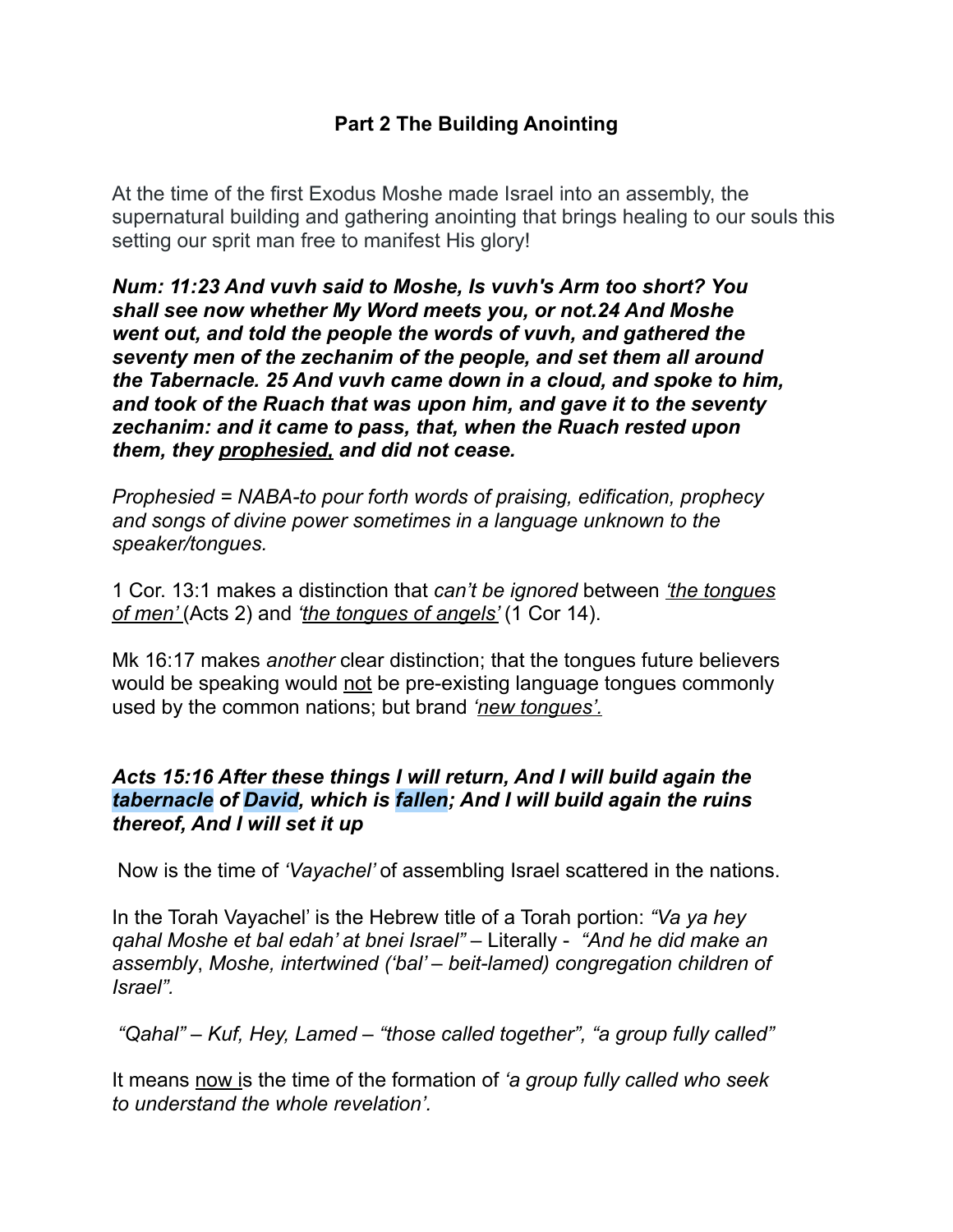# Part 2 The Building Anointing

At the time of the first Exodus Moshe made Israel into an assembly, the supernatural building and gathering anointing that brings healing to our souls this setting our sprit man free to manifest His glory!

***Num: 11:23 And vuvh said to Moshe, Is vuvh's Arm too short? You shall see now whether My Word meets you, or not.24 And Moshe went out, and told the people the words of vuvh, and gathered the seventy men of the zechanim of the people, and set them all around the Tabernacle. 25 And vuvh came down in a cloud, and spoke to him, and took of the Ruach that was upon him, and gave it to the seventy zechanim: and it came to pass, that, when the Ruach rested upon them, they prophesied, and did not cease.***

*Prophesied = NABA-to pour forth words of praising, edification, prophecy and songs of divine power sometimes in a language unknown to the speaker/tongues.*

1 Cor. 13:1 makes a distinction that *can't be ignored* between *'the tongues of men'* (Acts 2) and *'the tongues of angels'* (1 Cor 14).

Mk 16:17 makes *another* clear distinction; that the tongues future believers would be speaking would not be pre-existing language tongues commonly used by the common nations; but brand *'new tongues'.*

***Acts 15:16 After these things I will return, And I will build again the tabernacle of David, which is fallen; And I will build again the ruins thereof, And I will set it up***

Now is the time of *'Vayachel'* of assembling Israel scattered in the nations.

In the Torah Vayachel' is the Hebrew title of a Torah portion: *"Va ya hey qahal Moshe et bal edah' at bnei Israel"* – Literally - *"And he did make an assembly, Moshe, intertwined ('bal' – beit-lamed) congregation children of Israel".*

*"Qahal" – Kuf, Hey, Lamed – "those called together", "a group fully called"*

It means now is the time of the formation of *'a group fully called who seek to understand the whole revelation'.*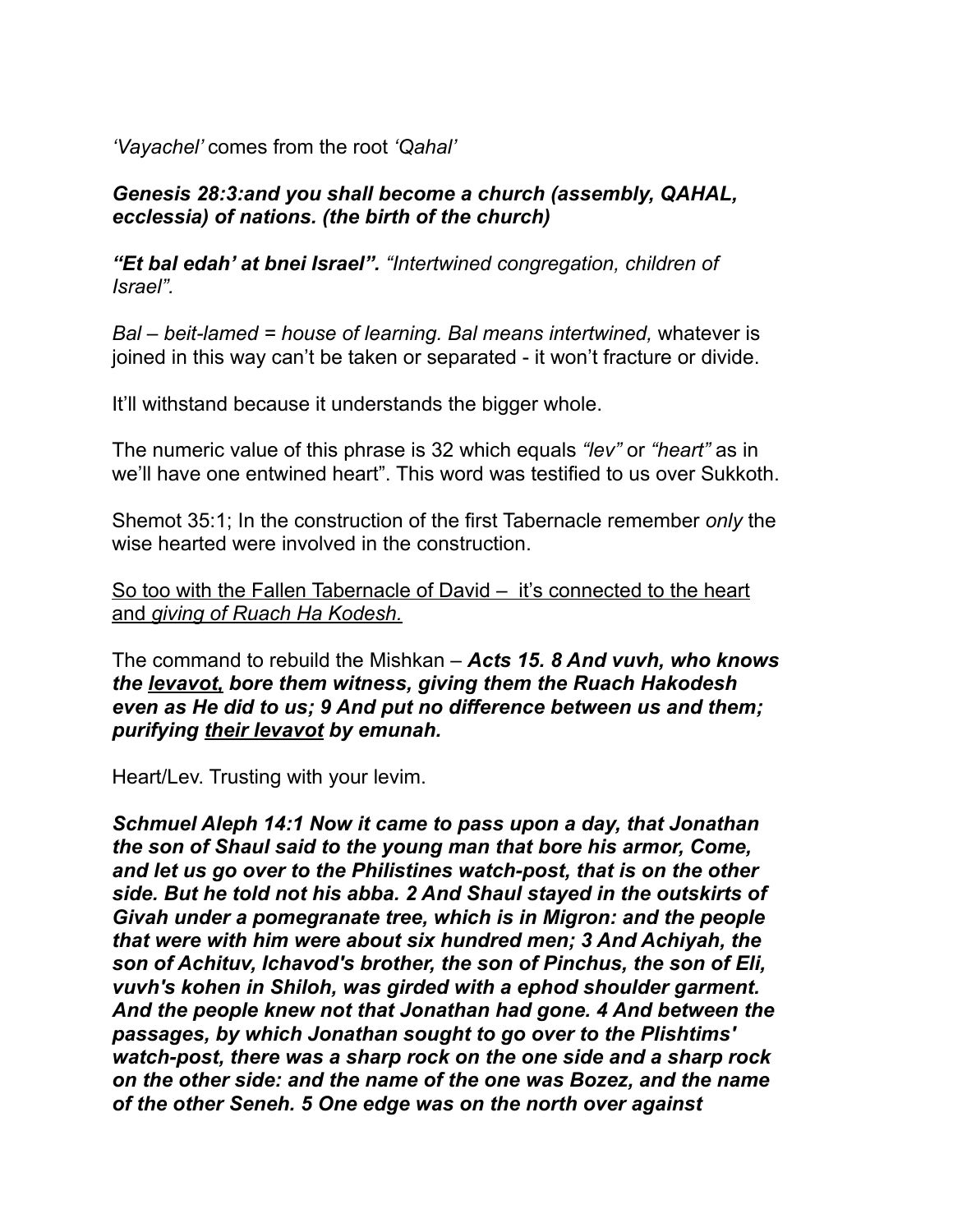*'Vayachel'* comes from the root *'Qahal'*

***Genesis 28:3:and you shall become a church (assembly, QAHAL, ecclessia) of nations. (the birth of the church)***

***"Et bal edah' at bnei Israel".*** *"Intertwined congregation, children of Israel".*

*Bal – beit-lamed = house of learning. Bal means intertwined,* whatever is joined in this way can't be taken or separated - it won't fracture or divide.

It'll withstand because it understands the bigger whole.

The numeric value of this phrase is 32 which equals *"lev"* or *"heart"* as in we'll have one entwined heart". This word was testified to us over Sukkoth.

Shemot 35:1; In the construction of the first Tabernacle remember *only* the wise hearted were involved in the construction.

<u>So too with the Fallen Tabernacle of David – it's connected to the heart and *giving of Ruach Ha Kodesh.*</u>

The command to rebuild the Mishkan – ***Acts 15. 8 And vuvh, who knows the <u>levavot,</u> bore them witness, giving them the Ruach Hakodesh even as He did to us; 9 And put no difference between us and them; purifying <u>their levavot</u> by emunah.***

Heart/Lev. Trusting with your levim.

***Schmuel Aleph 14:1 Now it came to pass upon a day, that Jonathan the son of Shaul said to the young man that bore his armor, Come, and let us go over to the Philistines watch-post, that is on the other side. But he told not his abba. 2 And Shaul stayed in the outskirts of Givah under a pomegranate tree, which is in Migron: and the people that were with him were about six hundred men; 3 And Achiyah, the son of Achituv, Ichavod's brother, the son of Pinchus, the son of Eli, vuvh's kohen in Shiloh, was girded with a ephod shoulder garment. And the people knew not that Jonathan had gone. 4 And between the passages, by which Jonathan sought to go over to the Plishtims' watch-post, there was a sharp rock on the one side and a sharp rock on the other side: and the name of the one was Bozez, and the name of the other Seneh. 5 One edge was on the north over against***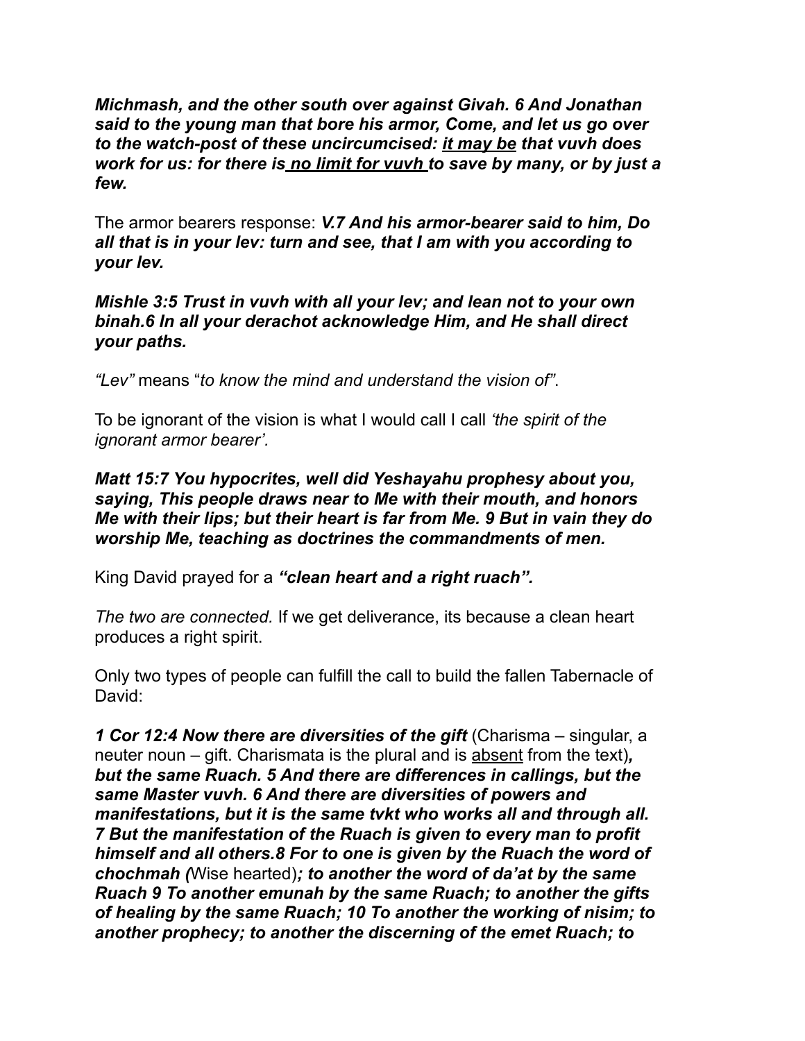***Michmash, and the other south over against Givah. 6 And Jonathan said to the young man that bore his armor, Come, and let us go over to the watch-post of these uncircumcised: <u>it may be</u> that vuvh does work for us: for there is <u>no limit for vuvh</u> to save by many, or by just a few.***

The armor bearers response: ***V.7 And his armor-bearer said to him, Do all that is in your lev: turn and see, that I am with you according to your lev.***

***Mishle 3:5 Trust in vuvh with all your lev; and lean not to your own binah.6 In all your derachot acknowledge Him, and He shall direct your paths.***

*"Lev"* means "*to know the mind and understand the vision of"*.

To be ignorant of the vision is what I would call I call *'the spirit of the ignorant armor bearer'.*

***Matt 15:7 You hypocrites, well did Yeshayahu prophesy about you, saying, This people draws near to Me with their mouth, and honors Me with their lips; but their heart is far from Me. 9 But in vain they do worship Me, teaching as doctrines the commandments of men.***

King David prayed for a ***"clean heart and a right ruach".***

*The two are connected.* If we get deliverance, its because a clean heart produces a right spirit.

Only two types of people can fulfill the call to build the fallen Tabernacle of David:

***1 Cor 12:4 Now there are diversities of the gift*** (Charisma – singular, a neuter noun – gift. Charismata is the plural and is <u>absent</u> from the text)***, but the same Ruach. 5 And there are differences in callings, but the same Master vuvh. 6 And there are diversities of powers and manifestations, but it is the same tvkt who works all and through all. 7 But the manifestation of the Ruach is given to every man to profit himself and all others.8 For to one is given by the Ruach the word of chochmah (***Wise hearted)***; to another the word of da'at by the same Ruach 9 To another emunah by the same Ruach; to another the gifts of healing by the same Ruach; 10 To another the working of nisim; to another prophecy; to another the discerning of the emet Ruach; to***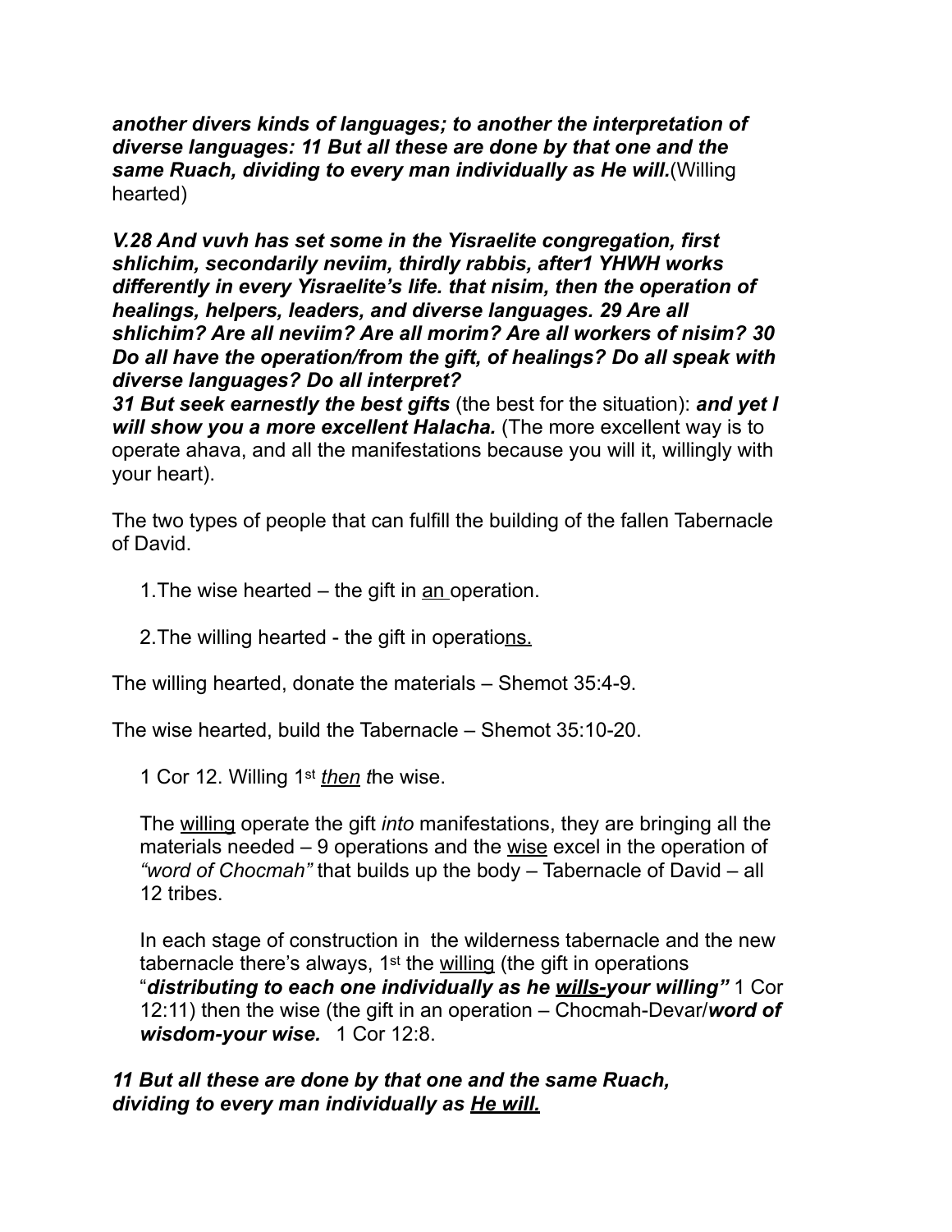***another divers kinds of languages; to another the interpretation of diverse languages: 11 But all these are done by that one and the same Ruach, dividing to every man individually as He will.***(Willing hearted)

***V.28 And vuvh has set some in the Yisraelite congregation, first shlichim, secondarily neviim, thirdly rabbis, after1 YHWH works differently in every Yisraelite's life. that nisim, then the operation of healings, helpers, leaders, and diverse languages. 29 Are all shlichim? Are all neviim? Are all morim? Are all workers of nisim? 30 Do all have the operation/from the gift, of healings? Do all speak with diverse languages? Do all interpret?***
***31 But seek earnestly the best gifts*** (the best for the situation): ***and yet I will show you a more excellent Halacha.*** (The more excellent way is to operate ahava, and all the manifestations because you will it, willingly with your heart).

The two types of people that can fulfill the building of the fallen Tabernacle of David.

1. The wise hearted – the gift in <u>an </u>operation.

2. The willing hearted - the gift in operatio<u>ns.</u>

The willing hearted, donate the materials – Shemot 35:4-9.

The wise hearted, build the Tabernacle – Shemot 35:10-20.

1 Cor 12. Willing 1st *<u>then</u> t*he wise.

The <u>willing</u> operate the gift *into* manifestations, they are bringing all the materials needed – 9 operations and the <u>wise</u> excel in the operation of *"word of Chocmah"* that builds up the body – Tabernacle of David – all 12 tribes.

In each stage of construction in the wilderness tabernacle and the new tabernacle there's always, 1st the <u>willing</u> (the gift in operations "***distributing to each one individually as he <u>wills-</u>your willing"*** 1 Cor 12:11) then the wise (the gift in an operation – Chocmah-Devar/***word of wisdom-your wise.*** 1 Cor 12:8.

***11 But all these are done by that one and the same Ruach, dividing to every man individually as <u>He will.</u>***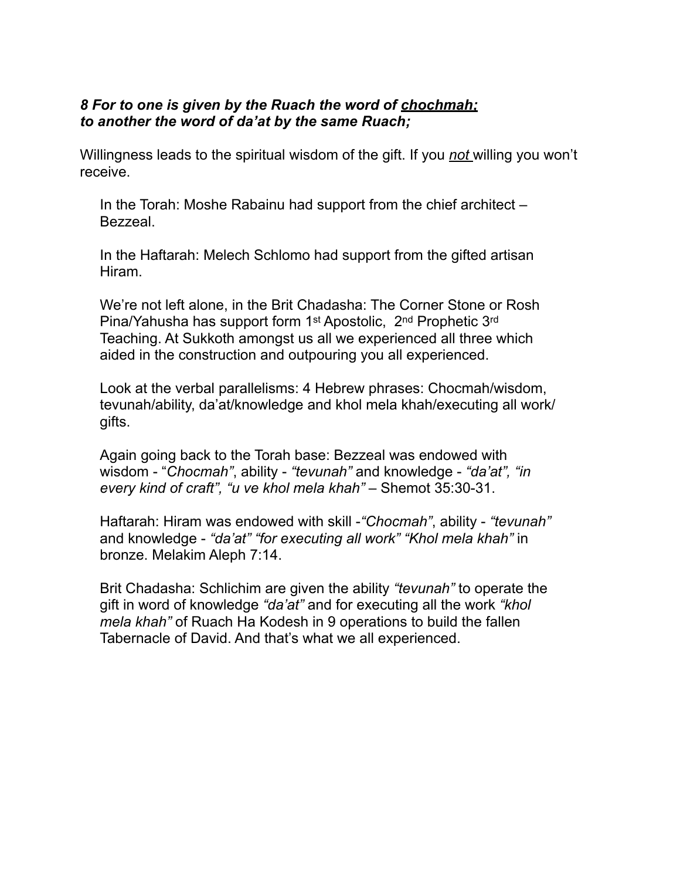***8 For to one is given by the Ruach the word of <u>chochmah;</u>***
***to another the word of da'at by the same Ruach;***

Willingness leads to the spiritual wisdom of the gift. If you <u>*not*</u> willing you won't receive.

In the Torah: Moshe Rabainu had support from the chief architect – Bezzeal.

In the Haftarah: Melech Schlomo had support from the gifted artisan Hiram.

We're not left alone, in the Brit Chadasha: The Corner Stone or Rosh Pina/Yahusha has support form 1st Apostolic, 2nd Prophetic 3rd Teaching. At Sukkoth amongst us all we experienced all three which aided in the construction and outpouring you all experienced.

Look at the verbal parallelisms: 4 Hebrew phrases: Chocmah/wisdom, tevunah/ability, da'at/knowledge and khol mela khah/executing all work/ gifts.

Again going back to the Torah base: Bezzeal was endowed with wisdom - "*Chocmah"*, ability - *"tevunah"* and knowledge - *"da'at", "in every kind of craft", "u ve khol mela khah"* – Shemot 35:30-31.

Haftarah: Hiram was endowed with skill -*"Chocmah"*, ability - *"tevunah"* and knowledge - *"da'at" "for executing all work" "Khol mela khah"* in bronze. Melakim Aleph 7:14.

Brit Chadasha: Schlichim are given the ability *"tevunah"* to operate the gift in word of knowledge *"da'at"* and for executing all the work *"khol mela khah"* of Ruach Ha Kodesh in 9 operations to build the fallen Tabernacle of David. And that's what we all experienced.